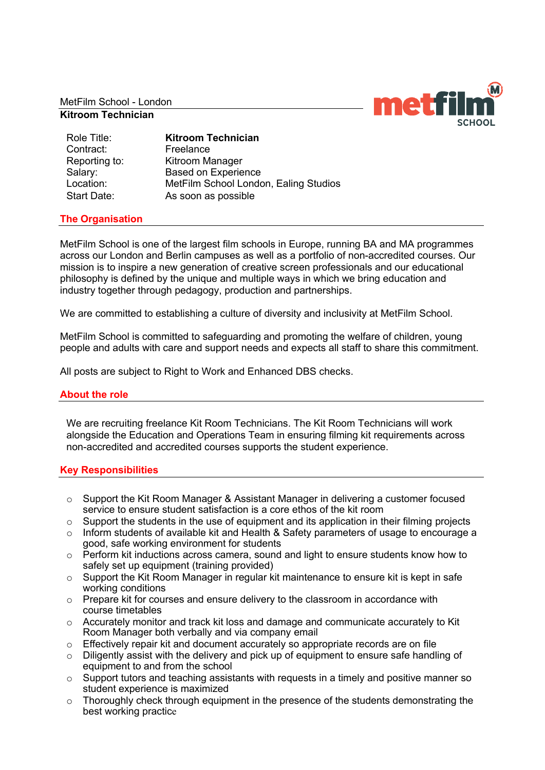MetFilm School - London

**Kitroom Technician**

| Role Title: | **Kitroom Technician** |
|---|---|
| Contract: | Freelance |
| Reporting to: | Kitroom Manager |
| Salary: | Based on Experience |
| Location: | MetFilm School London, Ealing Studios |
| Start Date: | As soon as possible |

## The Organisation

MetFilm School is one of the largest film schools in Europe, running BA and MA programmes across our London and Berlin campuses as well as a portfolio of non-accredited courses. Our mission is to inspire a new generation of creative screen professionals and our educational philosophy is defined by the unique and multiple ways in which we bring education and industry together through pedagogy, production and partnerships.

We are committed to establishing a culture of diversity and inclusivity at MetFilm School.

MetFilm School is committed to safeguarding and promoting the welfare of children, young people and adults with care and support needs and expects all staff to share this commitment.

All posts are subject to Right to Work and Enhanced DBS checks.

## About the role

We are recruiting freelance Kit Room Technicians. The Kit Room Technicians will work alongside the Education and Operations Team in ensuring filming kit requirements across non-accredited and accredited courses supports the student experience.

## Key Responsibilities

- Support the Kit Room Manager & Assistant Manager in delivering a customer focused service to ensure student satisfaction is a core ethos of the kit room
- Support the students in the use of equipment and its application in their filming projects
- Inform students of available kit and Health & Safety parameters of usage to encourage a good, safe working environment for students
- Perform kit inductions across camera, sound and light to ensure students know how to safely set up equipment (training provided)
- Support the Kit Room Manager in regular kit maintenance to ensure kit is kept in safe working conditions
- Prepare kit for courses and ensure delivery to the classroom in accordance with course timetables
- Accurately monitor and track kit loss and damage and communicate accurately to Kit Room Manager both verbally and via company email
- Effectively repair kit and document accurately so appropriate records are on file
- Diligently assist with the delivery and pick up of equipment to ensure safe handling of equipment to and from the school
- Support tutors and teaching assistants with requests in a timely and positive manner so student experience is maximized
- Thoroughly check through equipment in the presence of the students demonstrating the best working practice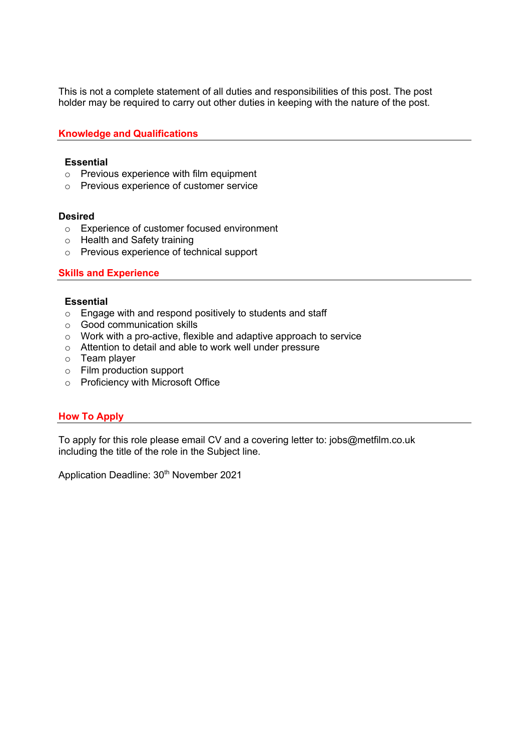This is not a complete statement of all duties and responsibilities of this post. The post holder may be required to carry out other duties in keeping with the nature of the post.

## Knowledge and Qualifications

**Essential**

- Previous experience with film equipment
- Previous experience of customer service

**Desired**

- Experience of customer focused environment
- Health and Safety training
- Previous experience of technical support

## Skills and Experience

**Essential**

- Engage with and respond positively to students and staff
- Good communication skills
- Work with a pro-active, flexible and adaptive approach to service
- Attention to detail and able to work well under pressure
- Team player
- Film production support
- Proficiency with Microsoft Office

## How To Apply

To apply for this role please email CV and a covering letter to: jobs@metfilm.co.uk including the title of the role in the Subject line.

Application Deadline: 30th November 2021